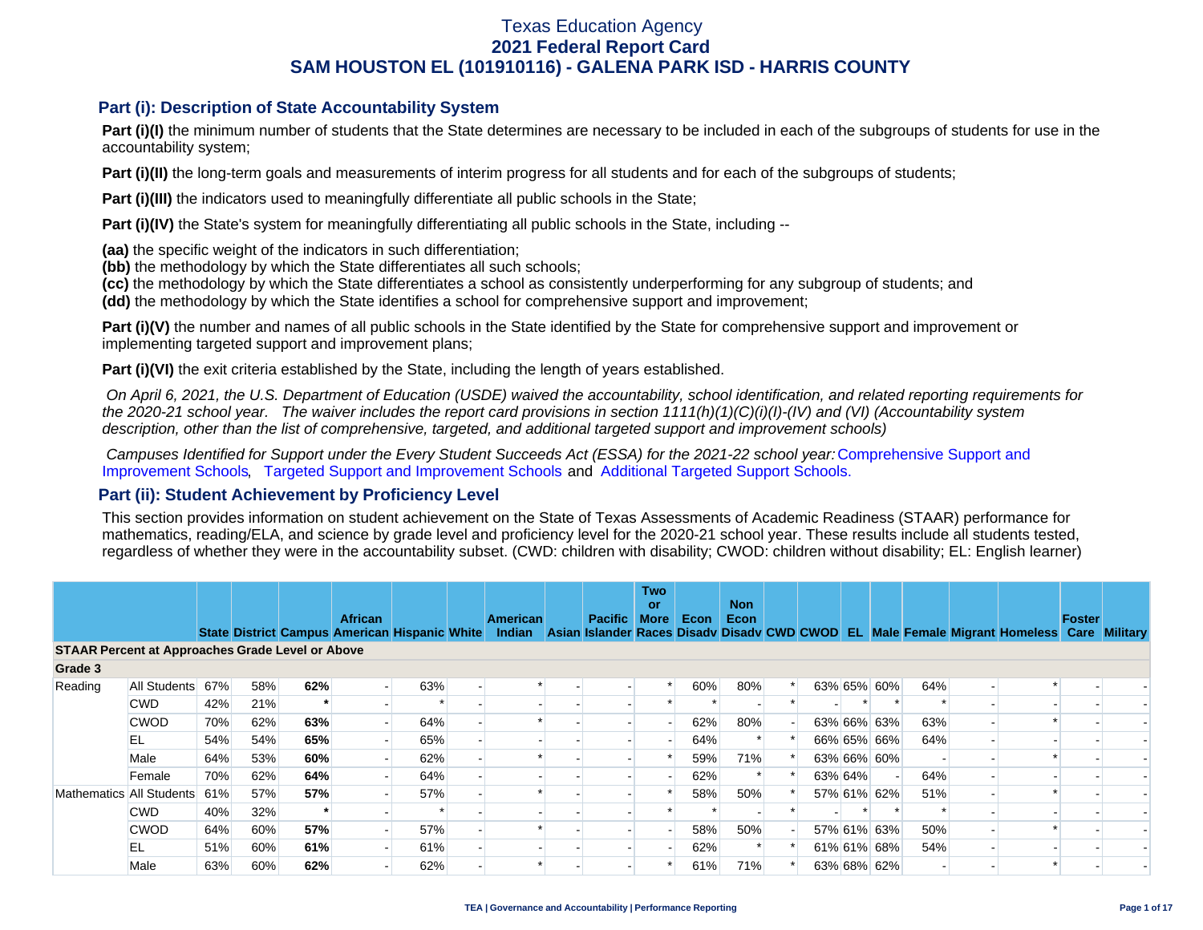# Texas Education Agency
## 2021 Federal Report Card
## SAM HOUSTON EL (101910116) - GALENA PARK ISD - HARRIS COUNTY

### Part (i): Description of State Accountability System

**Part (i)(I)** the minimum number of students that the State determines are necessary to be included in each of the subgroups of students for use in the accountability system;

**Part (i)(II)** the long-term goals and measurements of interim progress for all students and for each of the subgroups of students;

**Part (i)(III)** the indicators used to meaningfully differentiate all public schools in the State;

**Part (i)(IV)** the State's system for meaningfully differentiating all public schools in the State, including --

**(aa)** the specific weight of the indicators in such differentiation;
**(bb)** the methodology by which the State differentiates all such schools;
**(cc)** the methodology by which the State differentiates a school as consistently underperforming for any subgroup of students; and
**(dd)** the methodology by which the State identifies a school for comprehensive support and improvement;

**Part (i)(V)** the number and names of all public schools in the State identified by the State for comprehensive support and improvement or implementing targeted support and improvement plans;

**Part (i)(VI)** the exit criteria established by the State, including the length of years established.

*On April 6, 2021, the U.S. Department of Education (USDE) waived the accountability, school identification, and related reporting requirements for the 2020-21 school year. The waiver includes the report card provisions in section 1111(h)(1)(C)(i)(I)-(IV) and (VI) (Accountability system description, other than the list of comprehensive, targeted, and additional targeted support and improvement schools)*

*Campuses Identified for Support under the Every Student Succeeds Act (ESSA) for the 2021-22 school year:* Comprehensive Support and Improvement Schools, Targeted Support and Improvement Schools and Additional Targeted Support Schools.

### Part (ii): Student Achievement by Proficiency Level

This section provides information on student achievement on the State of Texas Assessments of Academic Readiness (STAAR) performance for mathematics, reading/ELA, and science by grade level and proficiency level for the 2020-21 school year. These results include all students tested, regardless of whether they were in the accountability subset. (CWD: children with disability; CWOD: children without disability; EL: English learner)

| | | State | District | Campus | African American | Hispanic | White | American Indian | Asian | Pacific Islander | Two or More Races | Econ Disadv | Non Econ Disadv | CWD | CWOD | EL | Male | Female | Migrant | Homeless | Foster Care | Military |
|---|---|---|---|---|---|---|---|---|---|---|---|---|---|---|---|---|---|---|---|---|---|---|
| **STAAR Percent at Approaches Grade Level or Above** | | | | | | | | | | | | | | | | | | | | | | |
| **Grade 3** | | | | | | | | | | | | | | | | | | | | | | |
| Reading | All Students | 67% | 58% | **62%** | - | 63% | - | * | - | - | * | 60% | 80% | * | 63% | 65% | 60% | 64% | - | * | - | - |
| | CWD | 42% | 21% | ***** | - | * | - | - | - | - | * | * | - | * | - | * | * | * | - | - | - | - |
| | CWOD | 70% | 62% | **63%** | - | 64% | - | * | - | - | - | 62% | 80% | - | 63% | 66% | 63% | 63% | - | * | - | - |
| | EL | 54% | 54% | **65%** | - | 65% | - | - | - | - | - | 64% | * | * | 66% | 65% | 66% | 64% | - | - | - | - |
| | Male | 64% | 53% | **60%** | - | 62% | - | * | - | - | * | 59% | 71% | * | 63% | 66% | 60% | - | - | * | - | - |
| | Female | 70% | 62% | **64%** | - | 64% | - | - | - | - | - | 62% | * | * | 63% | 64% | - | 64% | - | - | - | - |
| Mathematics | All Students | 61% | 57% | **57%** | - | 57% | - | * | - | - | * | 58% | 50% | * | 57% | 61% | 62% | 51% | - | * | - | - |
| | CWD | 40% | 32% | ***** | - | * | - | - | - | - | * | * | - | * | - | * | * | * | - | - | - | - |
| | CWOD | 64% | 60% | **57%** | - | 57% | - | * | - | - | - | 58% | 50% | - | 57% | 61% | 63% | 50% | - | * | - | - |
| | EL | 51% | 60% | **61%** | - | 61% | - | - | - | - | - | 62% | * | * | 61% | 61% | 68% | 54% | - | - | - | - |
| | Male | 63% | 60% | **62%** | - | 62% | - | * | - | - | * | 61% | 71% | * | 63% | 68% | 62% | - | - | * | - | - |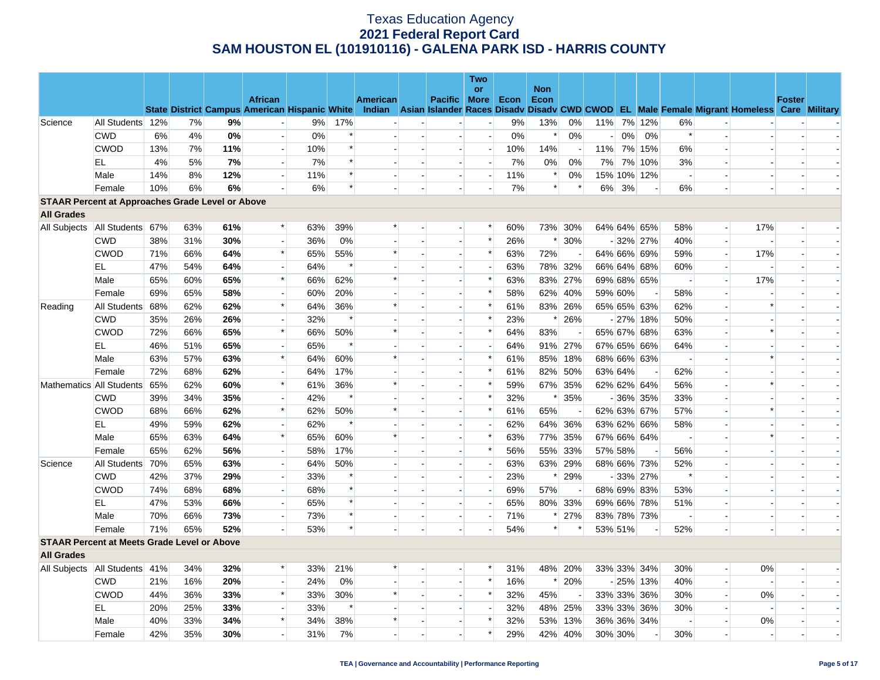# Texas Education Agency
## 2021 Federal Report Card
## SAM HOUSTON EL (101910116) - GALENA PARK ISD - HARRIS COUNTY

| | | State | District | Campus | African American | Hispanic | White | American Indian | Asian | Pacific Islander | Two or More Races | Econ Disadv | Non Econ Disadv | CWD | CWOD | EL | Male | Female | Migrant | Homeless | Foster Care | Military |
|---|---|---|---|---|---|---|---|---|---|---|---|---|---|---|---|---|---|---|---|---|---|---|
| Science | All Students | 12% | 7% | **9%** | - | 9% | 17% | - | - | - | - | 9% | 13% | 0% | 11% | 7% | 12% | 6% | - | - | - | - |
| | CWD | 6% | 4% | **0%** | - | 0% | * | - | - | - | - | 0% | * | 0% | - | 0% | 0% | * | - | - | - | - |
| | CWOD | 13% | 7% | **11%** | - | 10% | * | - | - | - | - | 10% | 14% | - | 11% | 7% | 15% | 6% | - | - | - | - |
| | EL | 4% | 5% | **7%** | - | 7% | * | - | - | - | - | 7% | 0% | 0% | 7% | 7% | 10% | 3% | - | - | - | - |
| | Male | 14% | 8% | **12%** | - | 11% | * | - | - | - | - | 11% | * | 0% | 15% | 10% | 12% | - | - | - | - | - |
| | Female | 10% | 6% | **6%** | - | 6% | * | - | - | - | - | 7% | * | * | 6% | 3% | - | 6% | - | - | - | - |
| **STAAR Percent at Approaches Grade Level or Above** | | | | | | | | | | | | | | | | | | | | | | |
| **All Grades** | | | | | | | | | | | | | | | | | | | | | | |
| All Subjects | All Students | 67% | 63% | **61%** | * | 63% | 39% | * | - | - | * | 60% | 73% | 30% | 64% | 64% | 65% | 58% | - | 17% | - | - |
| | CWD | 38% | 31% | **30%** | - | 36% | 0% | - | - | - | * | 26% | * | 30% | - | 32% | 27% | 40% | - | - | - | - |
| | CWOD | 71% | 66% | **64%** | * | 65% | 55% | * | - | - | * | 63% | 72% | - | 64% | 66% | 69% | 59% | - | 17% | - | - |
| | EL | 47% | 54% | **64%** | - | 64% | * | - | - | - | - | 63% | 78% | 32% | 66% | 64% | 68% | 60% | - | - | - | - |
| | Male | 65% | 60% | **65%** | * | 66% | 62% | * | - | - | * | 63% | 83% | 27% | 69% | 68% | 65% | - | - | 17% | - | - |
| | Female | 69% | 65% | **58%** | - | 60% | 20% | - | - | - | * | 58% | 62% | 40% | 59% | 60% | - | 58% | - | - | - | - |
| Reading | All Students | 68% | 62% | **62%** | * | 64% | 36% | * | - | - | * | 61% | 83% | 26% | 65% | 65% | 63% | 62% | - | * | - | - |
| | CWD | 35% | 26% | **26%** | - | 32% | * | - | - | - | * | 23% | * | 26% | - | 27% | 18% | 50% | - | - | - | - |
| | CWOD | 72% | 66% | **65%** | * | 66% | 50% | * | - | - | * | 64% | 83% | - | 65% | 67% | 68% | 63% | - | * | - | - |
| | EL | 46% | 51% | **65%** | - | 65% | * | - | - | - | - | 64% | 91% | 27% | 67% | 65% | 66% | 64% | - | - | - | - |
| | Male | 63% | 57% | **63%** | * | 64% | 60% | * | - | - | * | 61% | 85% | 18% | 68% | 66% | 63% | - | - | * | - | - |
| | Female | 72% | 68% | **62%** | - | 64% | 17% | - | - | - | * | 61% | 82% | 50% | 63% | 64% | - | 62% | - | - | - | - |
| Mathematics | All Students | 65% | 62% | **60%** | * | 61% | 36% | * | - | - | * | 59% | 67% | 35% | 62% | 62% | 64% | 56% | - | * | - | - |
| | CWD | 39% | 34% | **35%** | - | 42% | * | - | - | - | * | 32% | * | 35% | - | 36% | 35% | 33% | - | - | - | - |
| | CWOD | 68% | 66% | **62%** | * | 62% | 50% | * | - | - | * | 61% | 65% | - | 62% | 63% | 67% | 57% | - | * | - | - |
| | EL | 49% | 59% | **62%** | - | 62% | * | - | - | - | - | 62% | 64% | 36% | 63% | 62% | 66% | 58% | - | - | - | - |
| | Male | 65% | 63% | **64%** | * | 65% | 60% | * | - | - | * | 63% | 77% | 35% | 67% | 66% | 64% | - | - | * | - | - |
| | Female | 65% | 62% | **56%** | - | 58% | 17% | - | - | - | * | 56% | 55% | 33% | 57% | 58% | - | 56% | - | - | - | - |
| Science | All Students | 70% | 65% | **63%** | - | 64% | 50% | - | - | - | - | 63% | 63% | 29% | 68% | 66% | 73% | 52% | - | - | - | - |
| | CWD | 42% | 37% | **29%** | - | 33% | * | - | - | - | - | 23% | * | 29% | - | 33% | 27% | * | - | - | - | - |
| | CWOD | 74% | 68% | **68%** | - | 68% | * | - | - | - | - | 69% | 57% | - | 68% | 69% | 83% | 53% | - | - | - | - |
| | EL | 47% | 53% | **66%** | - | 65% | * | - | - | - | - | 65% | 80% | 33% | 69% | 66% | 78% | 51% | - | - | - | - |
| | Male | 70% | 66% | **73%** | - | 73% | * | - | - | - | - | 71% | * | 27% | 83% | 78% | 73% | - | - | - | - | - |
| | Female | 71% | 65% | **52%** | - | 53% | * | - | - | - | - | 54% | * | * | 53% | 51% | - | 52% | - | - | - | - |
| **STAAR Percent at Meets Grade Level or Above** | | | | | | | | | | | | | | | | | | | | | | |
| **All Grades** | | | | | | | | | | | | | | | | | | | | | | |
| All Subjects | All Students | 41% | 34% | **32%** | * | 33% | 21% | * | - | - | * | 31% | 48% | 20% | 33% | 33% | 34% | 30% | - | 0% | - | - |
| | CWD | 21% | 16% | **20%** | - | 24% | 0% | - | - | - | * | 16% | * | 20% | - | 25% | 13% | 40% | - | - | - | - |
| | CWOD | 44% | 36% | **33%** | * | 33% | 30% | * | - | - | * | 32% | 45% | - | 33% | 33% | 36% | 30% | - | 0% | - | - |
| | EL | 20% | 25% | **33%** | - | 33% | * | - | - | - | - | 32% | 48% | 25% | 33% | 33% | 36% | 30% | - | - | - | - |
| | Male | 40% | 33% | **34%** | * | 34% | 38% | * | - | - | * | 32% | 53% | 13% | 36% | 36% | 34% | - | - | 0% | - | - |
| | Female | 42% | 35% | **30%** | - | 31% | 7% | - | - | - | * | 29% | 42% | 40% | 30% | 30% | - | 30% | - | - | - | - |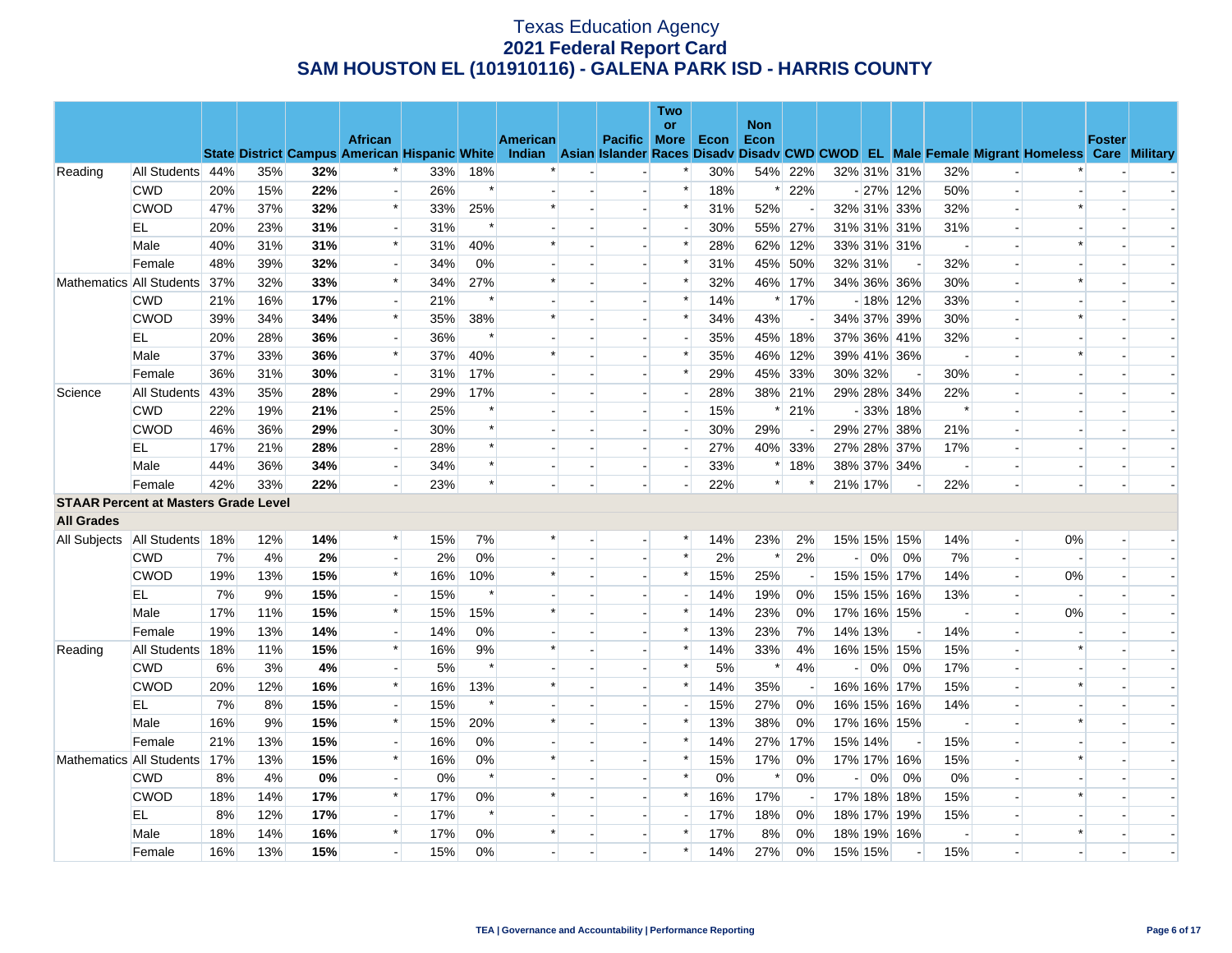# Texas Education Agency
## 2021 Federal Report Card
## SAM HOUSTON EL (101910116) - GALENA PARK ISD - HARRIS COUNTY

| | | State | District | Campus | African American | Hispanic | White | American Indian | Asian | Pacific Islander | Two or More Races | Econ Disadv | Non Econ Disadv | CWD | CWOD | EL | Male | Female | Migrant | Homeless | Foster Care | Military |
|---|---|---|---|---|---|---|---|---|---|---|---|---|---|---|---|---|---|---|---|---|---|---|
| Reading | All Students | 44% | 35% | **32%** | * | 33% | 18% | * | - | - | * | 30% | 54% | 22% | 32% | 31% | 31% | 32% | - | * | - | - |
| | CWD | 20% | 15% | **22%** | - | 26% | * | - | - | - | * | 18% | * | 22% | - | 27% | 12% | 50% | - | - | - | - |
| | CWOD | 47% | 37% | **32%** | * | 33% | 25% | * | - | - | * | 31% | 52% | - | 32% | 31% | 33% | 32% | - | * | - | - |
| | EL | 20% | 23% | **31%** | - | 31% | * | - | - | - | - | 30% | 55% | 27% | 31% | 31% | 31% | 31% | - | - | - | - |
| | Male | 40% | 31% | **31%** | * | 31% | 40% | * | - | - | * | 28% | 62% | 12% | 33% | 31% | 31% | - | - | * | - | - |
| | Female | 48% | 39% | **32%** | - | 34% | 0% | - | - | - | * | 31% | 45% | 50% | 32% | 31% | - | 32% | - | - | - | - |
| Mathematics | All Students | 37% | 32% | **33%** | * | 34% | 27% | * | - | - | * | 32% | 46% | 17% | 34% | 36% | 36% | 30% | - | * | - | - |
| | CWD | 21% | 16% | **17%** | - | 21% | * | - | - | - | * | 14% | * | 17% | - | 18% | 12% | 33% | - | - | - | - |
| | CWOD | 39% | 34% | **34%** | * | 35% | 38% | * | - | - | * | 34% | 43% | - | 34% | 37% | 39% | 30% | - | * | - | - |
| | EL | 20% | 28% | **36%** | - | 36% | * | - | - | - | - | 35% | 45% | 18% | 37% | 36% | 41% | 32% | - | - | - | - |
| | Male | 37% | 33% | **36%** | * | 37% | 40% | * | - | - | * | 35% | 46% | 12% | 39% | 41% | 36% | - | - | * | - | - |
| | Female | 36% | 31% | **30%** | - | 31% | 17% | - | - | - | * | 29% | 45% | 33% | 30% | 32% | - | 30% | - | - | - | - |
| Science | All Students | 43% | 35% | **28%** | - | 29% | 17% | - | - | - | - | 28% | 38% | 21% | 29% | 28% | 34% | 22% | - | - | - | - |
| | CWD | 22% | 19% | **21%** | - | 25% | * | - | - | - | - | 15% | * | 21% | - | 33% | 18% | * | - | - | - | - |
| | CWOD | 46% | 36% | **29%** | - | 30% | * | - | - | - | - | 30% | 29% | - | 29% | 27% | 38% | 21% | - | - | - | - |
| | EL | 17% | 21% | **28%** | - | 28% | * | - | - | - | - | 27% | 40% | 33% | 27% | 28% | 37% | 17% | - | - | - | - |
| | Male | 44% | 36% | **34%** | - | 34% | * | - | - | - | - | 33% | * | 18% | 38% | 37% | 34% | - | - | - | - | - |
| | Female | 42% | 33% | **22%** | - | 23% | * | - | - | - | - | 22% | * | * | 21% | 17% | - | 22% | - | - | - | - |
| **STAAR Percent at Masters Grade Level** | | | | | | | | | | | | | | | | | | | | | | |
| **All Grades** | | | | | | | | | | | | | | | | | | | | | | |
| All Subjects | All Students | 18% | 12% | **14%** | * | 15% | 7% | * | - | - | * | 14% | 23% | 2% | 15% | 15% | 15% | 14% | - | 0% | - | - |
| | CWD | 7% | 4% | **2%** | - | 2% | 0% | - | - | - | * | 2% | * | 2% | - | 0% | 0% | 7% | - | - | - | - |
| | CWOD | 19% | 13% | **15%** | * | 16% | 10% | * | - | - | * | 15% | 25% | - | 15% | 15% | 17% | 14% | - | 0% | - | - |
| | EL | 7% | 9% | **15%** | - | 15% | * | - | - | - | - | 14% | 19% | 0% | 15% | 15% | 16% | 13% | - | - | - | - |
| | Male | 17% | 11% | **15%** | * | 15% | 15% | * | - | - | * | 14% | 23% | 0% | 17% | 16% | 15% | - | - | 0% | - | - |
| | Female | 19% | 13% | **14%** | - | 14% | 0% | - | - | - | * | 13% | 23% | 7% | 14% | 13% | - | 14% | - | - | - | - |
| Reading | All Students | 18% | 11% | **15%** | * | 16% | 9% | * | - | - | * | 14% | 33% | 4% | 16% | 15% | 15% | 15% | - | * | - | - |
| | CWD | 6% | 3% | **4%** | - | 5% | * | - | - | - | * | 5% | * | 4% | - | 0% | 0% | 17% | - | - | - | - |
| | CWOD | 20% | 12% | **16%** | * | 16% | 13% | * | - | - | * | 14% | 35% | - | 16% | 16% | 17% | 15% | - | * | - | - |
| | EL | 7% | 8% | **15%** | - | 15% | * | - | - | - | - | 15% | 27% | 0% | 16% | 15% | 16% | 14% | - | - | - | - |
| | Male | 16% | 9% | **15%** | * | 15% | 20% | * | - | - | * | 13% | 38% | 0% | 17% | 16% | 15% | - | - | * | - | - |
| | Female | 21% | 13% | **15%** | - | 16% | 0% | - | - | - | * | 14% | 27% | 17% | 15% | 14% | - | 15% | - | - | - | - |
| Mathematics | All Students | 17% | 13% | **15%** | * | 16% | 0% | * | - | - | * | 15% | 17% | 0% | 17% | 17% | 16% | 15% | - | * | - | - |
| | CWD | 8% | 4% | **0%** | - | 0% | * | - | - | - | * | 0% | * | 0% | - | 0% | 0% | 0% | - | - | - | - |
| | CWOD | 18% | 14% | **17%** | * | 17% | 0% | * | - | - | * | 16% | 17% | - | 17% | 18% | 18% | 15% | - | * | - | - |
| | EL | 8% | 12% | **17%** | - | 17% | * | - | - | - | - | 17% | 18% | 0% | 18% | 17% | 19% | 15% | - | - | - | - |
| | Male | 18% | 14% | **16%** | * | 17% | 0% | * | - | - | * | 17% | 8% | 0% | 18% | 19% | 16% | - | - | * | - | - |
| | Female | 16% | 13% | **15%** | - | 15% | 0% | - | - | - | * | 14% | 27% | 0% | 15% | 15% | - | 15% | - | - | - | - |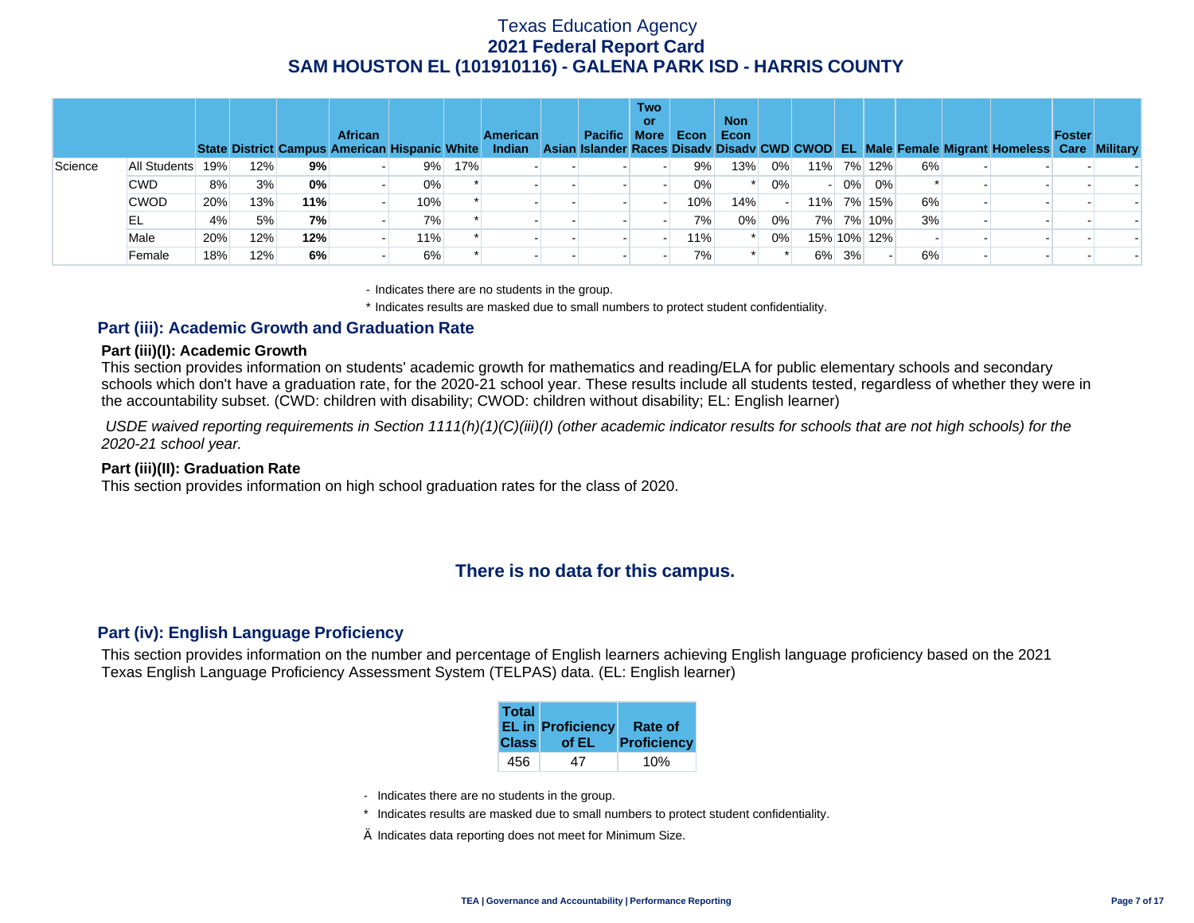| | | State | District | Campus | African American | Hispanic | White | American Indian | Asian | Pacific Islander | Two or More Races | Econ Disadv | Non Econ Disadv | CWD | CWOD | EL | Male | Female | Migrant | Homeless | Foster Care | Military |
|---|---|---|---|---|---|---|---|---|---|---|---|---|---|---|---|---|---|---|---|---|---|---|
| Science | All Students | 19% | 12% | **9%** | - | 9% | 17% | - | - | - | - | 9% | 13% | 0% | 11% | 7% | 12% | 6% | - | - | - | - |
| | CWD | 8% | 3% | **0%** | - | 0% | * | - | - | - | - | 0% | * | 0% | - | 0% | 0% | * | - | - | - | - |
| | CWOD | 20% | 13% | **11%** | - | 10% | * | - | - | - | - | 10% | 14% | - | 11% | 7% | 15% | 6% | - | - | - | - |
| | EL | 4% | 5% | **7%** | - | 7% | * | - | - | - | - | 7% | 0% | 0% | 7% | 7% | 10% | 3% | - | - | - | - |
| | Male | 20% | 12% | **12%** | - | 11% | * | - | - | - | - | 11% | * | 0% | 15% | 10% | 12% | - | - | - | - | - |
| | Female | 18% | 12% | **6%** | - | 6% | * | - | - | - | - | 7% | * | * | 6% | 3% | - | 6% | - | - | - | - |

- Indicates there are no students in the group.

* Indicates results are masked due to small numbers to protect student confidentiality.

## Part (iii): Academic Growth and Graduation Rate

### Part (iii)(I): Academic Growth

This section provides information on students' academic growth for mathematics and reading/ELA for public elementary schools and secondary schools which don't have a graduation rate, for the 2020-21 school year. These results include all students tested, regardless of whether they were in the accountability subset. (CWD: children with disability; CWOD: children without disability; EL: English learner)

*USDE waived reporting requirements in Section 1111(h)(1)(C)(iii)(I) (other academic indicator results for schools that are not high schools) for the 2020-21 school year.*

### Part (iii)(II): Graduation Rate

This section provides information on high school graduation rates for the class of 2020.

**There is no data for this campus.**

## Part (iv): English Language Proficiency

This section provides information on the number and percentage of English learners achieving English language proficiency based on the 2021 Texas English Language Proficiency Assessment System (TELPAS) data. (EL: English learner)

| Total EL in Class | Proficiency of EL | Rate of Proficiency |
|---|---|---|
| 456 | 47 | 10% |

- Indicates there are no students in the group.

* Indicates results are masked due to small numbers to protect student confidentiality.

Ä Indicates data reporting does not meet for Minimum Size.